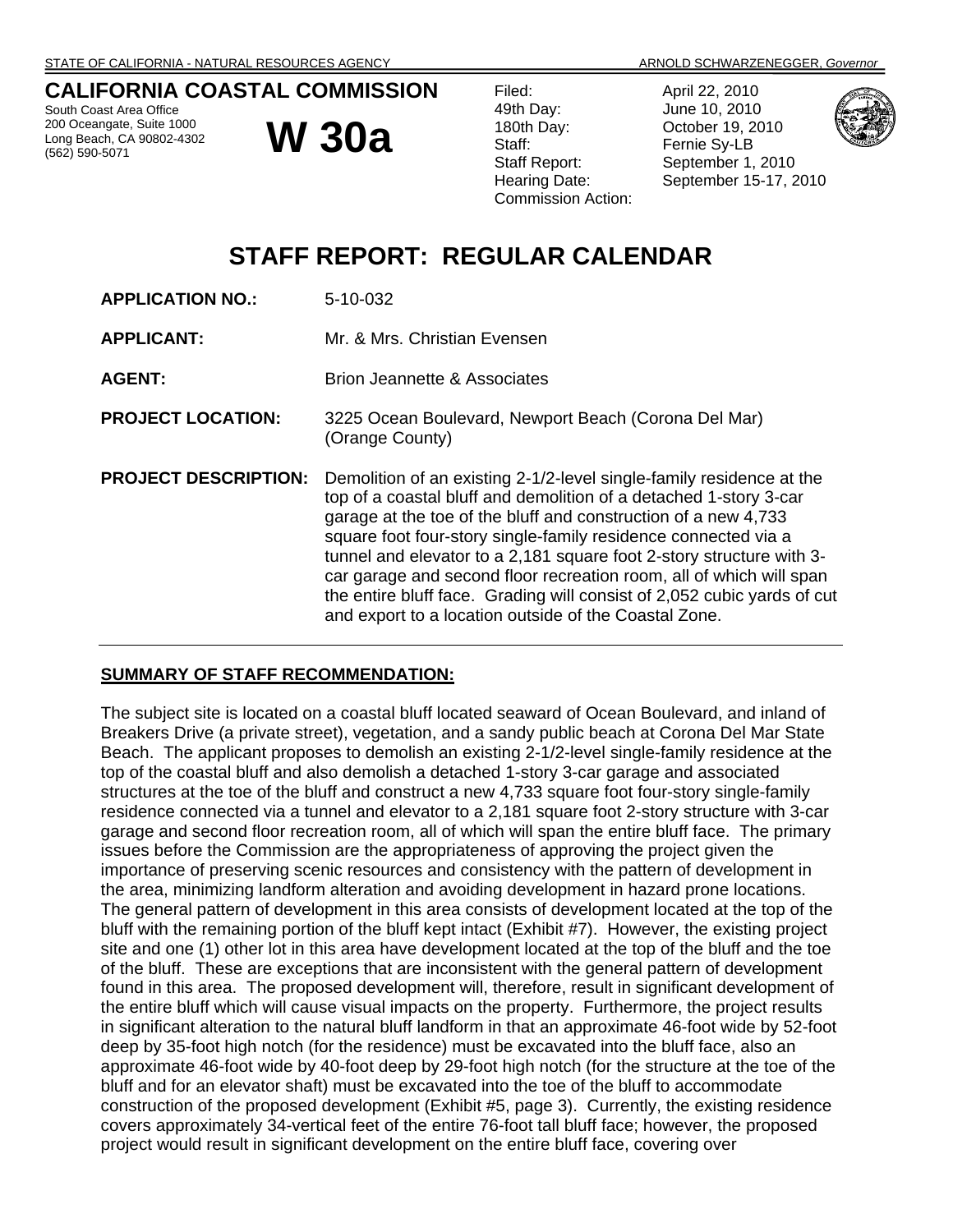STATE OF CALIFORNIA - NATURAL RESOURCES AGENCY ARNOLD SCHWARZENEGGER, *Governor*

# CALIFORNIA COASTAL COMMISSION

South Coast Area Office
200 Oceangate, Suite 1000
Long Beach, CA 90802-4302
(562) 590-5071

# W 30a

| | |
|---|---|
| Filed: | April 22, 2010 |
| 49th Day: | June 10, 2010 |
| 180th Day: | October 19, 2010 |
| Staff: | Fernie Sy-LB |
| Staff Report: | September 1, 2010 |
| Hearing Date: | September 15-17, 2010 |
| Commission Action: | |

## STAFF REPORT: REGULAR CALENDAR

**APPLICATION NO.:** 5-10-032

**APPLICANT:** Mr. & Mrs. Christian Evensen

**AGENT:** Brion Jeannette & Associates

**PROJECT LOCATION:** 3225 Ocean Boulevard, Newport Beach (Corona Del Mar) (Orange County)

**PROJECT DESCRIPTION:** Demolition of an existing 2-1/2-level single-family residence at the top of a coastal bluff and demolition of a detached 1-story 3-car garage at the toe of the bluff and construction of a new 4,733 square foot four-story single-family residence connected via a tunnel and elevator to a 2,181 square foot 2-story structure with 3-car garage and second floor recreation room, all of which will span the entire bluff face. Grading will consist of 2,052 cubic yards of cut and export to a location outside of the Coastal Zone.

---

**SUMMARY OF STAFF RECOMMENDATION:**

The subject site is located on a coastal bluff located seaward of Ocean Boulevard, and inland of Breakers Drive (a private street), vegetation, and a sandy public beach at Corona Del Mar State Beach. The applicant proposes to demolish an existing 2-1/2-level single-family residence at the top of the coastal bluff and also demolish a detached 1-story 3-car garage and associated structures at the toe of the bluff and construct a new 4,733 square foot four-story single-family residence connected via a tunnel and elevator to a 2,181 square foot 2-story structure with 3-car garage and second floor recreation room, all of which will span the entire bluff face. The primary issues before the Commission are the appropriateness of approving the project given the importance of preserving scenic resources and consistency with the pattern of development in the area, minimizing landform alteration and avoiding development in hazard prone locations. The general pattern of development in this area consists of development located at the top of the bluff with the remaining portion of the bluff kept intact (Exhibit #7). However, the existing project site and one (1) other lot in this area have development located at the top of the bluff and the toe of the bluff. These are exceptions that are inconsistent with the general pattern of development found in this area. The proposed development will, therefore, result in significant development of the entire bluff which will cause visual impacts on the property. Furthermore, the project results in significant alteration to the natural bluff landform in that an approximate 46-foot wide by 52-foot deep by 35-foot high notch (for the residence) must be excavated into the bluff face, also an approximate 46-foot wide by 40-foot deep by 29-foot high notch (for the structure at the toe of the bluff and for an elevator shaft) must be excavated into the toe of the bluff to accommodate construction of the proposed development (Exhibit #5, page 3). Currently, the existing residence covers approximately 34-vertical feet of the entire 76-foot tall bluff face; however, the proposed project would result in significant development on the entire bluff face, covering over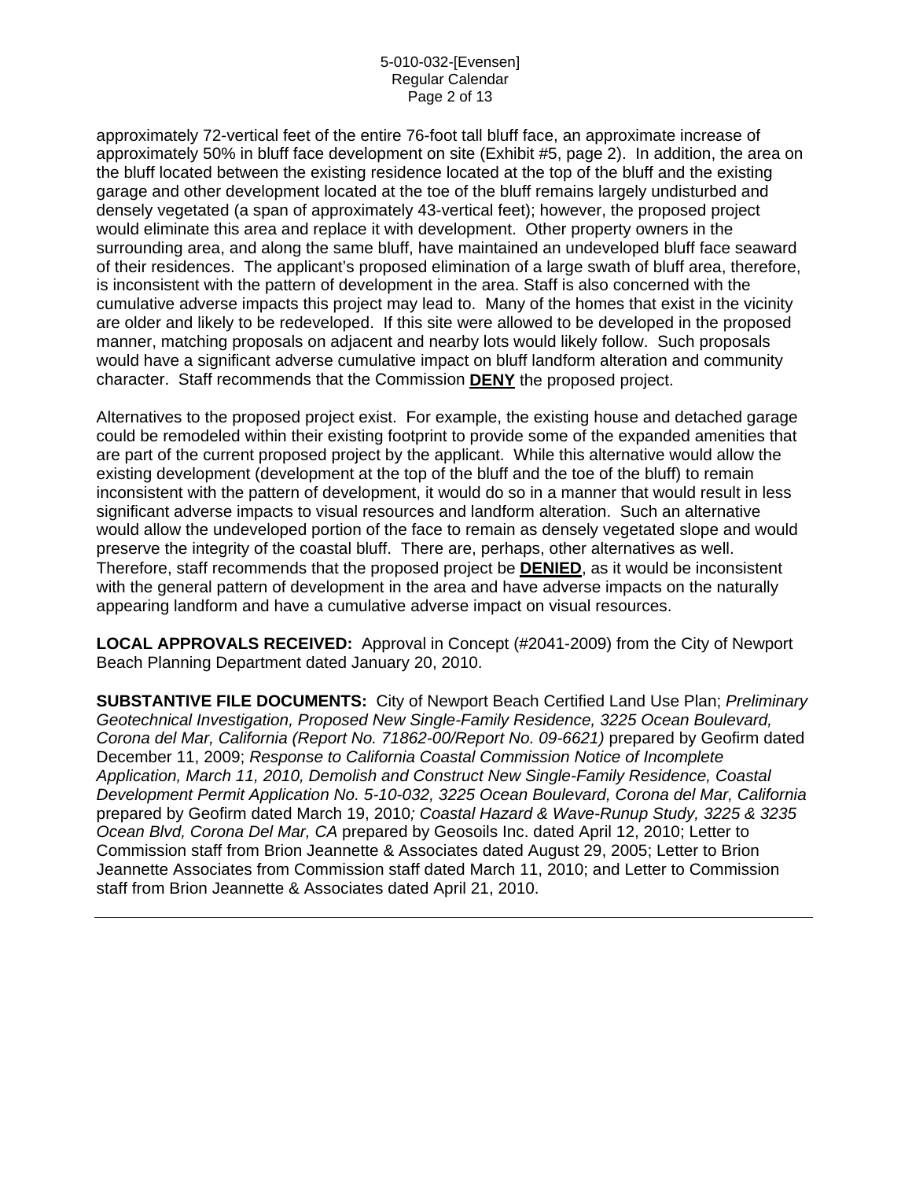approximately 72-vertical feet of the entire 76-foot tall bluff face, an approximate increase of approximately 50% in bluff face development on site (Exhibit #5, page 2). In addition, the area on the bluff located between the existing residence located at the top of the bluff and the existing garage and other development located at the toe of the bluff remains largely undisturbed and densely vegetated (a span of approximately 43-vertical feet); however, the proposed project would eliminate this area and replace it with development. Other property owners in the surrounding area, and along the same bluff, have maintained an undeveloped bluff face seaward of their residences. The applicant's proposed elimination of a large swath of bluff area, therefore, is inconsistent with the pattern of development in the area. Staff is also concerned with the cumulative adverse impacts this project may lead to. Many of the homes that exist in the vicinity are older and likely to be redeveloped. If this site were allowed to be developed in the proposed manner, matching proposals on adjacent and nearby lots would likely follow. Such proposals would have a significant adverse cumulative impact on bluff landform alteration and community character. Staff recommends that the Commission **DENY** the proposed project.

Alternatives to the proposed project exist. For example, the existing house and detached garage could be remodeled within their existing footprint to provide some of the expanded amenities that are part of the current proposed project by the applicant. While this alternative would allow the existing development (development at the top of the bluff and the toe of the bluff) to remain inconsistent with the pattern of development, it would do so in a manner that would result in less significant adverse impacts to visual resources and landform alteration. Such an alternative would allow the undeveloped portion of the face to remain as densely vegetated slope and would preserve the integrity of the coastal bluff. There are, perhaps, other alternatives as well. Therefore, staff recommends that the proposed project be **DENIED**, as it would be inconsistent with the general pattern of development in the area and have adverse impacts on the naturally appearing landform and have a cumulative adverse impact on visual resources.

**LOCAL APPROVALS RECEIVED:** Approval in Concept (#2041-2009) from the City of Newport Beach Planning Department dated January 20, 2010.

**SUBSTANTIVE FILE DOCUMENTS:** City of Newport Beach Certified Land Use Plan; *Preliminary Geotechnical Investigation, Proposed New Single-Family Residence, 3225 Ocean Boulevard, Corona del Mar, California (Report No. 71862-00/Report No. 09-6621)* prepared by Geofirm dated December 11, 2009; *Response to California Coastal Commission Notice of Incomplete Application, March 11, 2010, Demolish and Construct New Single-Family Residence, Coastal Development Permit Application No. 5-10-032, 3225 Ocean Boulevard, Corona del Mar, California* prepared by Geofirm dated March 19, 2010*; Coastal Hazard & Wave-Runup Study, 3225 & 3235 Ocean Blvd, Corona Del Mar, CA* prepared by Geosoils Inc. dated April 12, 2010; Letter to Commission staff from Brion Jeannette & Associates dated August 29, 2005; Letter to Brion Jeannette Associates from Commission staff dated March 11, 2010; and Letter to Commission staff from Brion Jeannette & Associates dated April 21, 2010.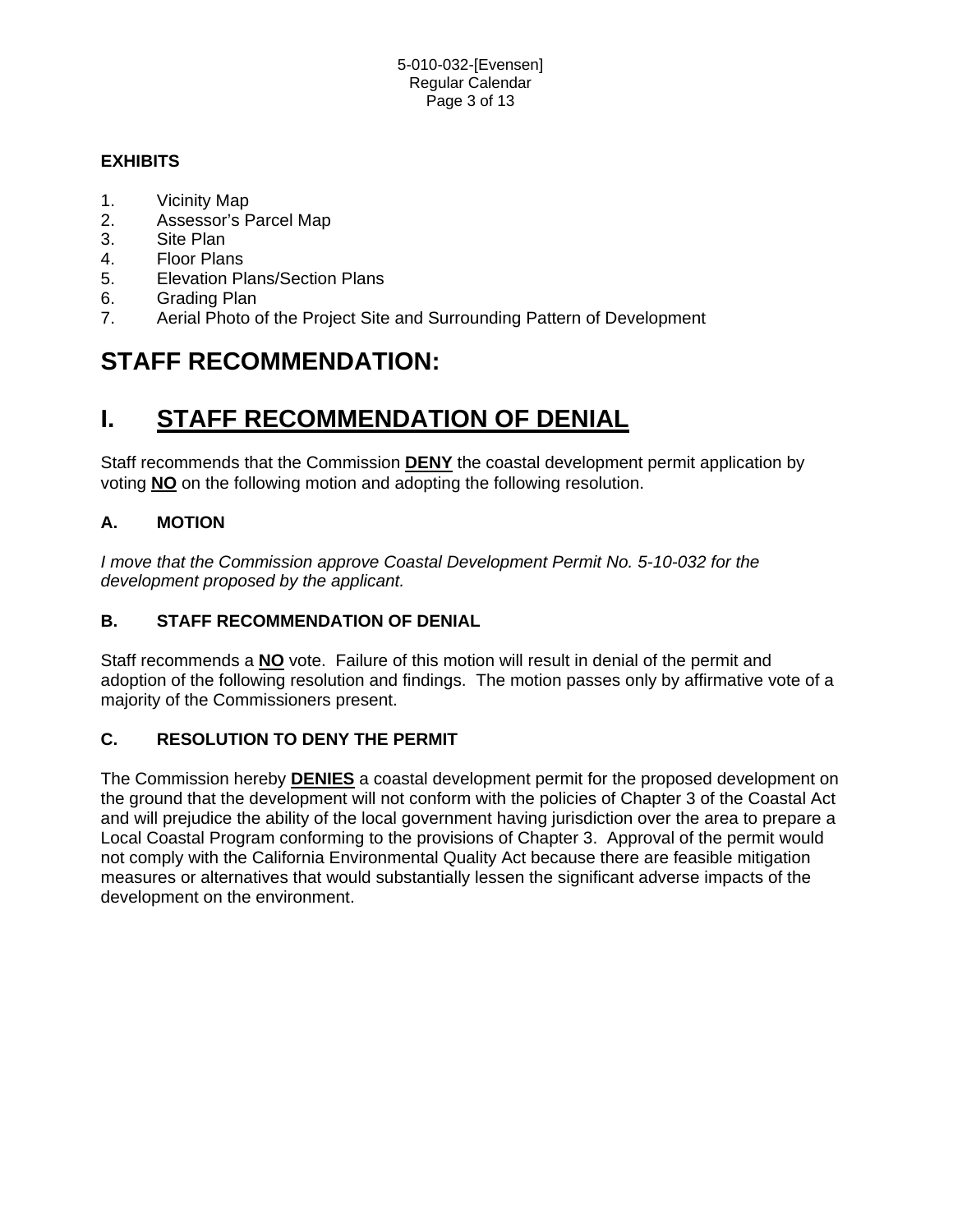**EXHIBITS**

1. Vicinity Map
2. Assessor's Parcel Map
3. Site Plan
4. Floor Plans
5. Elevation Plans/Section Plans
6. Grading Plan
7. Aerial Photo of the Project Site and Surrounding Pattern of Development

# STAFF RECOMMENDATION:

# I. STAFF RECOMMENDATION OF DENIAL

Staff recommends that the Commission **DENY** the coastal development permit application by voting **NO** on the following motion and adopting the following resolution.

### A. MOTION

*I move that the Commission approve Coastal Development Permit No. 5-10-032 for the development proposed by the applicant.*

### B. STAFF RECOMMENDATION OF DENIAL

Staff recommends a **NO** vote. Failure of this motion will result in denial of the permit and adoption of the following resolution and findings. The motion passes only by affirmative vote of a majority of the Commissioners present.

### C. RESOLUTION TO DENY THE PERMIT

The Commission hereby **DENIES** a coastal development permit for the proposed development on the ground that the development will not conform with the policies of Chapter 3 of the Coastal Act and will prejudice the ability of the local government having jurisdiction over the area to prepare a Local Coastal Program conforming to the provisions of Chapter 3. Approval of the permit would not comply with the California Environmental Quality Act because there are feasible mitigation measures or alternatives that would substantially lessen the significant adverse impacts of the development on the environment.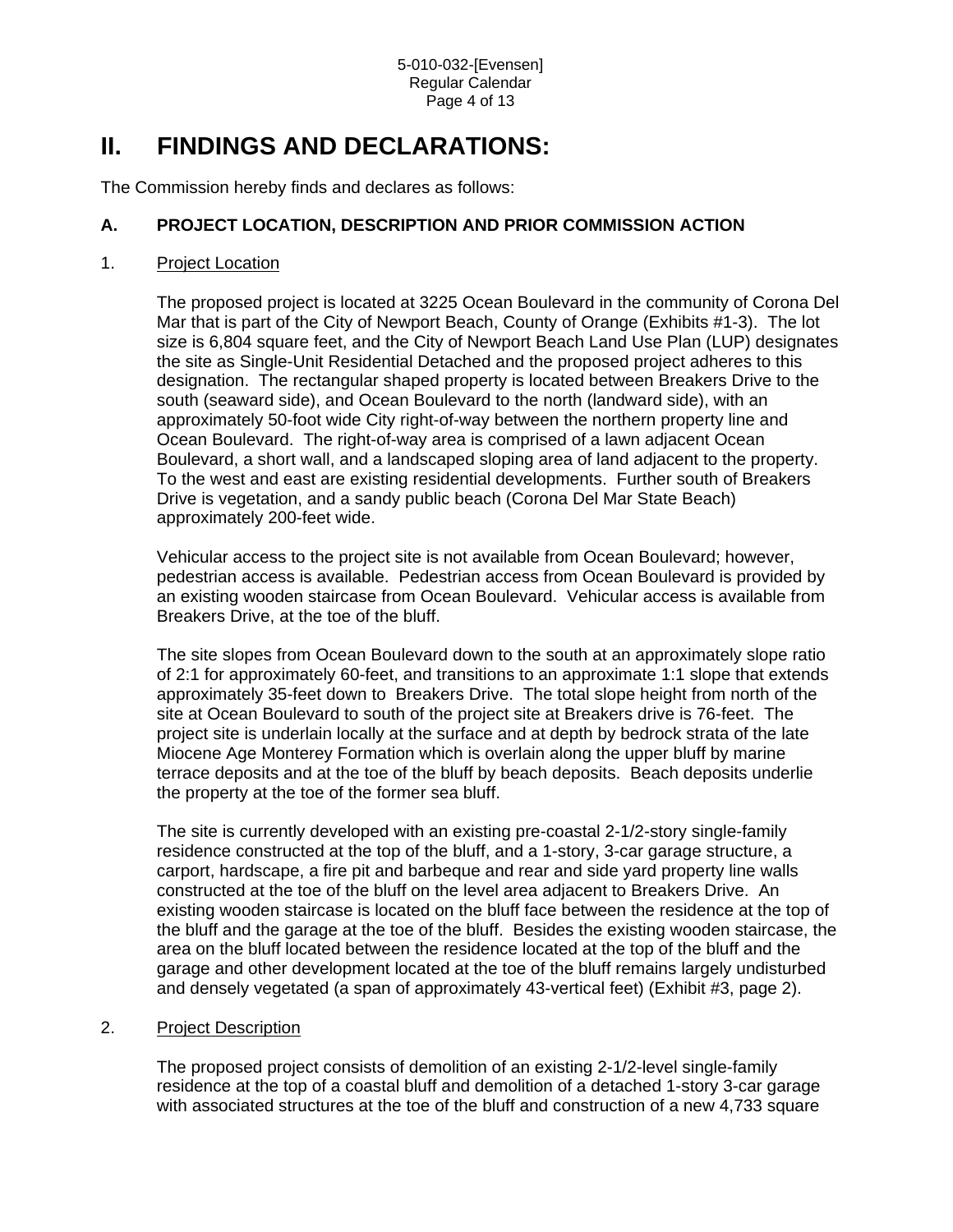# II. FINDINGS AND DECLARATIONS:

The Commission hereby finds and declares as follows:

## A. PROJECT LOCATION, DESCRIPTION AND PRIOR COMMISSION ACTION

### 1. Project Location

The proposed project is located at 3225 Ocean Boulevard in the community of Corona Del Mar that is part of the City of Newport Beach, County of Orange (Exhibits #1-3). The lot size is 6,804 square feet, and the City of Newport Beach Land Use Plan (LUP) designates the site as Single-Unit Residential Detached and the proposed project adheres to this designation. The rectangular shaped property is located between Breakers Drive to the south (seaward side), and Ocean Boulevard to the north (landward side), with an approximately 50-foot wide City right-of-way between the northern property line and Ocean Boulevard. The right-of-way area is comprised of a lawn adjacent Ocean Boulevard, a short wall, and a landscaped sloping area of land adjacent to the property. To the west and east are existing residential developments. Further south of Breakers Drive is vegetation, and a sandy public beach (Corona Del Mar State Beach) approximately 200-feet wide.

Vehicular access to the project site is not available from Ocean Boulevard; however, pedestrian access is available. Pedestrian access from Ocean Boulevard is provided by an existing wooden staircase from Ocean Boulevard. Vehicular access is available from Breakers Drive, at the toe of the bluff.

The site slopes from Ocean Boulevard down to the south at an approximately slope ratio of 2:1 for approximately 60-feet, and transitions to an approximate 1:1 slope that extends approximately 35-feet down to Breakers Drive. The total slope height from north of the site at Ocean Boulevard to south of the project site at Breakers drive is 76-feet. The project site is underlain locally at the surface and at depth by bedrock strata of the late Miocene Age Monterey Formation which is overlain along the upper bluff by marine terrace deposits and at the toe of the bluff by beach deposits. Beach deposits underlie the property at the toe of the former sea bluff.

The site is currently developed with an existing pre-coastal 2-1/2-story single-family residence constructed at the top of the bluff, and a 1-story, 3-car garage structure, a carport, hardscape, a fire pit and barbeque and rear and side yard property line walls constructed at the toe of the bluff on the level area adjacent to Breakers Drive. An existing wooden staircase is located on the bluff face between the residence at the top of the bluff and the garage at the toe of the bluff. Besides the existing wooden staircase, the area on the bluff located between the residence located at the top of the bluff and the garage and other development located at the toe of the bluff remains largely undisturbed and densely vegetated (a span of approximately 43-vertical feet) (Exhibit #3, page 2).

### 2. Project Description

The proposed project consists of demolition of an existing 2-1/2-level single-family residence at the top of a coastal bluff and demolition of a detached 1-story 3-car garage with associated structures at the toe of the bluff and construction of a new 4,733 square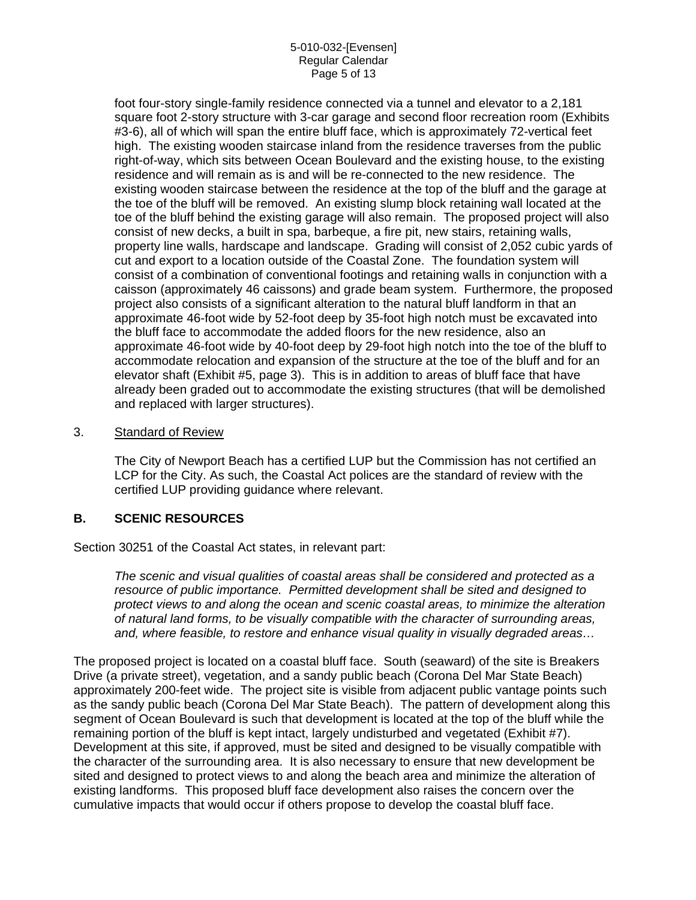foot four-story single-family residence connected via a tunnel and elevator to a 2,181 square foot 2-story structure with 3-car garage and second floor recreation room (Exhibits #3-6), all of which will span the entire bluff face, which is approximately 72-vertical feet high. The existing wooden staircase inland from the residence traverses from the public right-of-way, which sits between Ocean Boulevard and the existing house, to the existing residence and will remain as is and will be re-connected to the new residence. The existing wooden staircase between the residence at the top of the bluff and the garage at the toe of the bluff will be removed. An existing slump block retaining wall located at the toe of the bluff behind the existing garage will also remain. The proposed project will also consist of new decks, a built in spa, barbeque, a fire pit, new stairs, retaining walls, property line walls, hardscape and landscape. Grading will consist of 2,052 cubic yards of cut and export to a location outside of the Coastal Zone. The foundation system will consist of a combination of conventional footings and retaining walls in conjunction with a caisson (approximately 46 caissons) and grade beam system. Furthermore, the proposed project also consists of a significant alteration to the natural bluff landform in that an approximate 46-foot wide by 52-foot deep by 35-foot high notch must be excavated into the bluff face to accommodate the added floors for the new residence, also an approximate 46-foot wide by 40-foot deep by 29-foot high notch into the toe of the bluff to accommodate relocation and expansion of the structure at the toe of the bluff and for an elevator shaft (Exhibit #5, page 3). This is in addition to areas of bluff face that have already been graded out to accommodate the existing structures (that will be demolished and replaced with larger structures).

3. Standard of Review

The City of Newport Beach has a certified LUP but the Commission has not certified an LCP for the City. As such, the Coastal Act polices are the standard of review with the certified LUP providing guidance where relevant.

## B. SCENIC RESOURCES

Section 30251 of the Coastal Act states, in relevant part:

*The scenic and visual qualities of coastal areas shall be considered and protected as a resource of public importance. Permitted development shall be sited and designed to protect views to and along the ocean and scenic coastal areas, to minimize the alteration of natural land forms, to be visually compatible with the character of surrounding areas, and, where feasible, to restore and enhance visual quality in visually degraded areas…*

The proposed project is located on a coastal bluff face. South (seaward) of the site is Breakers Drive (a private street), vegetation, and a sandy public beach (Corona Del Mar State Beach) approximately 200-feet wide. The project site is visible from adjacent public vantage points such as the sandy public beach (Corona Del Mar State Beach). The pattern of development along this segment of Ocean Boulevard is such that development is located at the top of the bluff while the remaining portion of the bluff is kept intact, largely undisturbed and vegetated (Exhibit #7). Development at this site, if approved, must be sited and designed to be visually compatible with the character of the surrounding area. It is also necessary to ensure that new development be sited and designed to protect views to and along the beach area and minimize the alteration of existing landforms. This proposed bluff face development also raises the concern over the cumulative impacts that would occur if others propose to develop the coastal bluff face.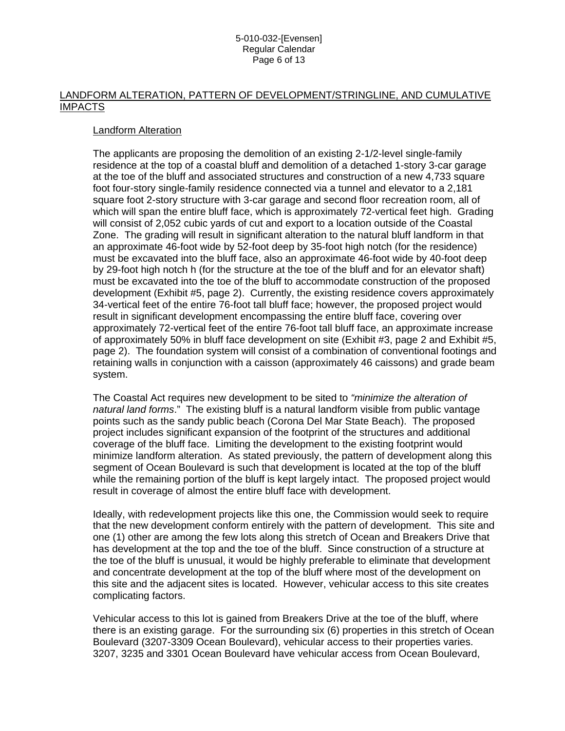## LANDFORM ALTERATION, PATTERN OF DEVELOPMENT/STRINGLINE, AND CUMULATIVE IMPACTS

### Landform Alteration

The applicants are proposing the demolition of an existing 2-1/2-level single-family residence at the top of a coastal bluff and demolition of a detached 1-story 3-car garage at the toe of the bluff and associated structures and construction of a new 4,733 square foot four-story single-family residence connected via a tunnel and elevator to a 2,181 square foot 2-story structure with 3-car garage and second floor recreation room, all of which will span the entire bluff face, which is approximately 72-vertical feet high. Grading will consist of 2,052 cubic yards of cut and export to a location outside of the Coastal Zone. The grading will result in significant alteration to the natural bluff landform in that an approximate 46-foot wide by 52-foot deep by 35-foot high notch (for the residence) must be excavated into the bluff face, also an approximate 46-foot wide by 40-foot deep by 29-foot high notch h (for the structure at the toe of the bluff and for an elevator shaft) must be excavated into the toe of the bluff to accommodate construction of the proposed development (Exhibit #5, page 2). Currently, the existing residence covers approximately 34-vertical feet of the entire 76-foot tall bluff face; however, the proposed project would result in significant development encompassing the entire bluff face, covering over approximately 72-vertical feet of the entire 76-foot tall bluff face, an approximate increase of approximately 50% in bluff face development on site (Exhibit #3, page 2 and Exhibit #5, page 2). The foundation system will consist of a combination of conventional footings and retaining walls in conjunction with a caisson (approximately 46 caissons) and grade beam system.

The Coastal Act requires new development to be sited to *"minimize the alteration of natural land forms*." The existing bluff is a natural landform visible from public vantage points such as the sandy public beach (Corona Del Mar State Beach). The proposed project includes significant expansion of the footprint of the structures and additional coverage of the bluff face. Limiting the development to the existing footprint would minimize landform alteration. As stated previously, the pattern of development along this segment of Ocean Boulevard is such that development is located at the top of the bluff while the remaining portion of the bluff is kept largely intact. The proposed project would result in coverage of almost the entire bluff face with development.

Ideally, with redevelopment projects like this one, the Commission would seek to require that the new development conform entirely with the pattern of development. This site and one (1) other are among the few lots along this stretch of Ocean and Breakers Drive that has development at the top and the toe of the bluff. Since construction of a structure at the toe of the bluff is unusual, it would be highly preferable to eliminate that development and concentrate development at the top of the bluff where most of the development on this site and the adjacent sites is located. However, vehicular access to this site creates complicating factors.

Vehicular access to this lot is gained from Breakers Drive at the toe of the bluff, where there is an existing garage. For the surrounding six (6) properties in this stretch of Ocean Boulevard (3207-3309 Ocean Boulevard), vehicular access to their properties varies. 3207, 3235 and 3301 Ocean Boulevard have vehicular access from Ocean Boulevard,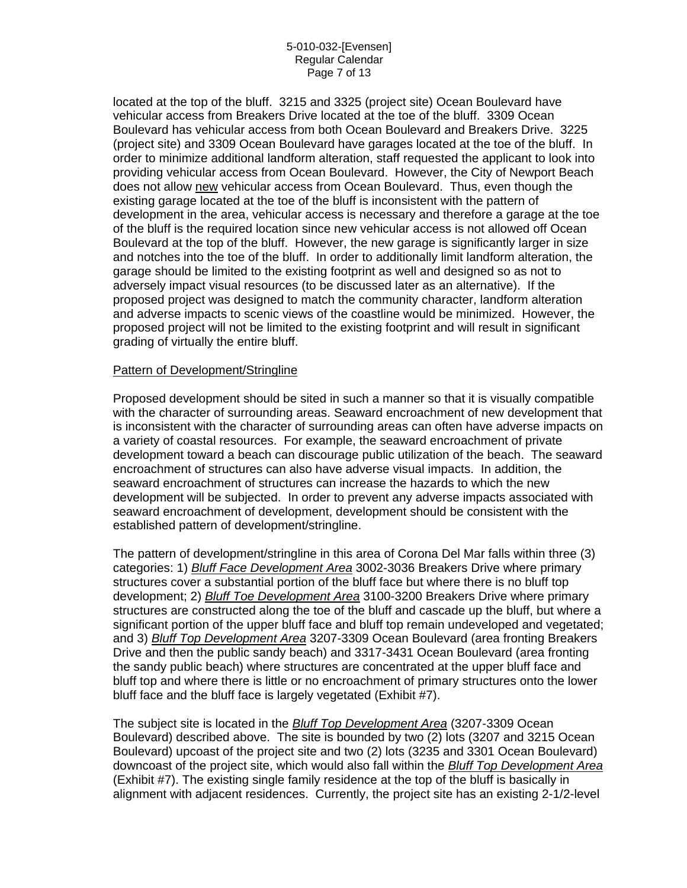located at the top of the bluff. 3215 and 3325 (project site) Ocean Boulevard have vehicular access from Breakers Drive located at the toe of the bluff. 3309 Ocean Boulevard has vehicular access from both Ocean Boulevard and Breakers Drive. 3225 (project site) and 3309 Ocean Boulevard have garages located at the toe of the bluff. In order to minimize additional landform alteration, staff requested the applicant to look into providing vehicular access from Ocean Boulevard. However, the City of Newport Beach does not allow <u>new</u> vehicular access from Ocean Boulevard. Thus, even though the existing garage located at the toe of the bluff is inconsistent with the pattern of development in the area, vehicular access is necessary and therefore a garage at the toe of the bluff is the required location since new vehicular access is not allowed off Ocean Boulevard at the top of the bluff. However, the new garage is significantly larger in size and notches into the toe of the bluff. In order to additionally limit landform alteration, the garage should be limited to the existing footprint as well and designed so as not to adversely impact visual resources (to be discussed later as an alternative). If the proposed project was designed to match the community character, landform alteration and adverse impacts to scenic views of the coastline would be minimized. However, the proposed project will not be limited to the existing footprint and will result in significant grading of virtually the entire bluff.

<u>Pattern of Development/Stringline</u>

Proposed development should be sited in such a manner so that it is visually compatible with the character of surrounding areas. Seaward encroachment of new development that is inconsistent with the character of surrounding areas can often have adverse impacts on a variety of coastal resources. For example, the seaward encroachment of private development toward a beach can discourage public utilization of the beach. The seaward encroachment of structures can also have adverse visual impacts. In addition, the seaward encroachment of structures can increase the hazards to which the new development will be subjected. In order to prevent any adverse impacts associated with seaward encroachment of development, development should be consistent with the established pattern of development/stringline.

The pattern of development/stringline in this area of Corona Del Mar falls within three (3) categories: 1) <u>*Bluff Face Development Area*</u> 3002-3036 Breakers Drive where primary structures cover a substantial portion of the bluff face but where there is no bluff top development; 2) <u>*Bluff Toe Development Area*</u> 3100-3200 Breakers Drive where primary structures are constructed along the toe of the bluff and cascade up the bluff, but where a significant portion of the upper bluff face and bluff top remain undeveloped and vegetated; and 3) <u>*Bluff Top Development Area*</u> 3207-3309 Ocean Boulevard (area fronting Breakers Drive and then the public sandy beach) and 3317-3431 Ocean Boulevard (area fronting the sandy public beach) where structures are concentrated at the upper bluff face and bluff top and where there is little or no encroachment of primary structures onto the lower bluff face and the bluff face is largely vegetated (Exhibit #7).

The subject site is located in the <u>*Bluff Top Development Area*</u> (3207-3309 Ocean Boulevard) described above. The site is bounded by two (2) lots (3207 and 3215 Ocean Boulevard) upcoast of the project site and two (2) lots (3235 and 3301 Ocean Boulevard) downcoast of the project site, which would also fall within the <u>*Bluff Top Development Area*</u> (Exhibit #7). The existing single family residence at the top of the bluff is basically in alignment with adjacent residences. Currently, the project site has an existing 2-1/2-level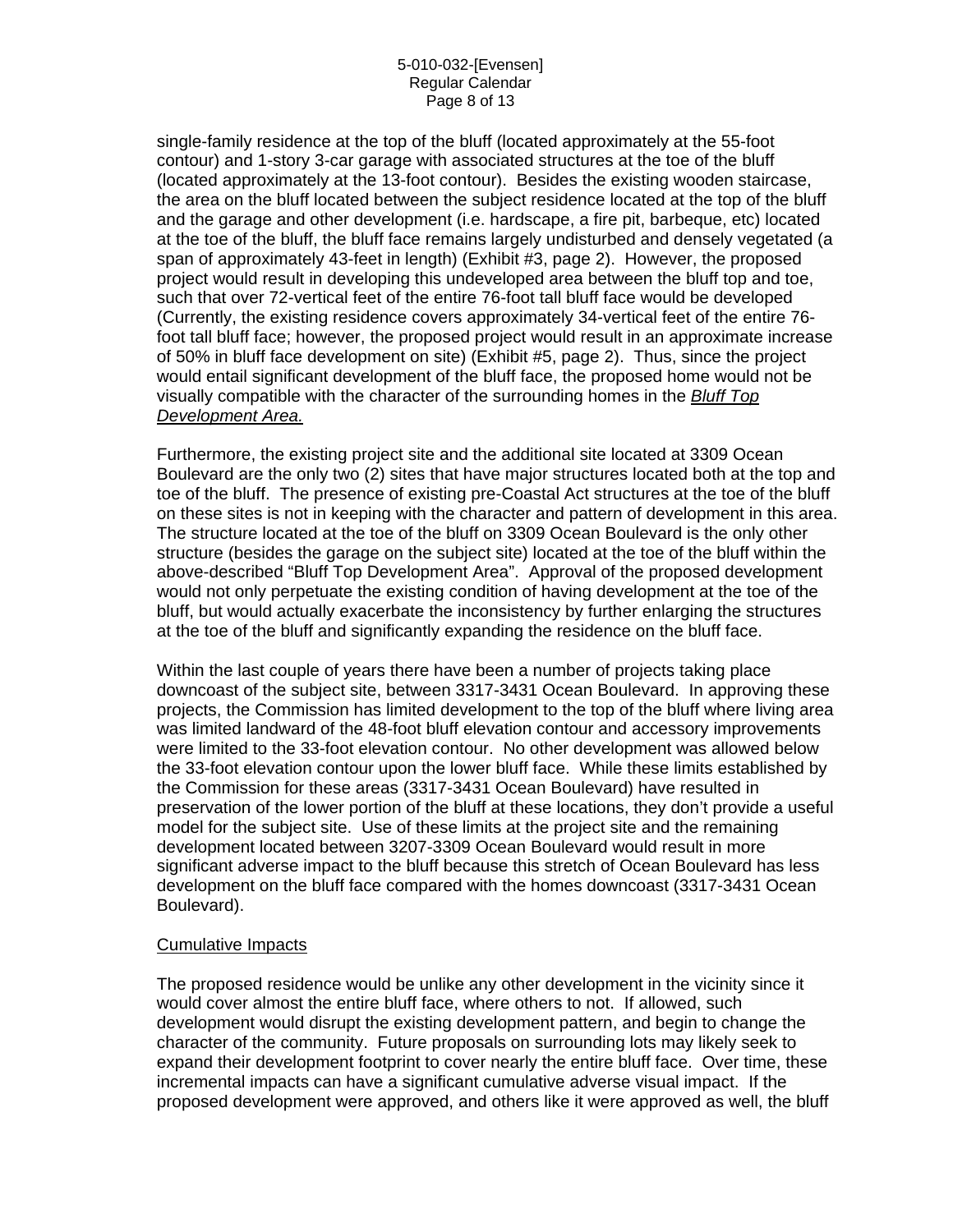single-family residence at the top of the bluff (located approximately at the 55-foot contour) and 1-story 3-car garage with associated structures at the toe of the bluff (located approximately at the 13-foot contour). Besides the existing wooden staircase, the area on the bluff located between the subject residence located at the top of the bluff and the garage and other development (i.e. hardscape, a fire pit, barbeque, etc) located at the toe of the bluff, the bluff face remains largely undisturbed and densely vegetated (a span of approximately 43-feet in length) (Exhibit #3, page 2). However, the proposed project would result in developing this undeveloped area between the bluff top and toe, such that over 72-vertical feet of the entire 76-foot tall bluff face would be developed (Currently, the existing residence covers approximately 34-vertical feet of the entire 76-foot tall bluff face; however, the proposed project would result in an approximate increase of 50% in bluff face development on site) (Exhibit #5, page 2). Thus, since the project would entail significant development of the bluff face, the proposed home would not be visually compatible with the character of the surrounding homes in the ***Bluff Top Development Area.***

Furthermore, the existing project site and the additional site located at 3309 Ocean Boulevard are the only two (2) sites that have major structures located both at the top and toe of the bluff. The presence of existing pre-Coastal Act structures at the toe of the bluff on these sites is not in keeping with the character and pattern of development in this area. The structure located at the toe of the bluff on 3309 Ocean Boulevard is the only other structure (besides the garage on the subject site) located at the toe of the bluff within the above-described "Bluff Top Development Area". Approval of the proposed development would not only perpetuate the existing condition of having development at the toe of the bluff, but would actually exacerbate the inconsistency by further enlarging the structures at the toe of the bluff and significantly expanding the residence on the bluff face.

Within the last couple of years there have been a number of projects taking place downcoast of the subject site, between 3317-3431 Ocean Boulevard. In approving these projects, the Commission has limited development to the top of the bluff where living area was limited landward of the 48-foot bluff elevation contour and accessory improvements were limited to the 33-foot elevation contour. No other development was allowed below the 33-foot elevation contour upon the lower bluff face. While these limits established by the Commission for these areas (3317-3431 Ocean Boulevard) have resulted in preservation of the lower portion of the bluff at these locations, they don't provide a useful model for the subject site. Use of these limits at the project site and the remaining development located between 3207-3309 Ocean Boulevard would result in more significant adverse impact to the bluff because this stretch of Ocean Boulevard has less development on the bluff face compared with the homes downcoast (3317-3431 Ocean Boulevard).

Cumulative Impacts

The proposed residence would be unlike any other development in the vicinity since it would cover almost the entire bluff face, where others to not. If allowed, such development would disrupt the existing development pattern, and begin to change the character of the community. Future proposals on surrounding lots may likely seek to expand their development footprint to cover nearly the entire bluff face. Over time, these incremental impacts can have a significant cumulative adverse visual impact. If the proposed development were approved, and others like it were approved as well, the bluff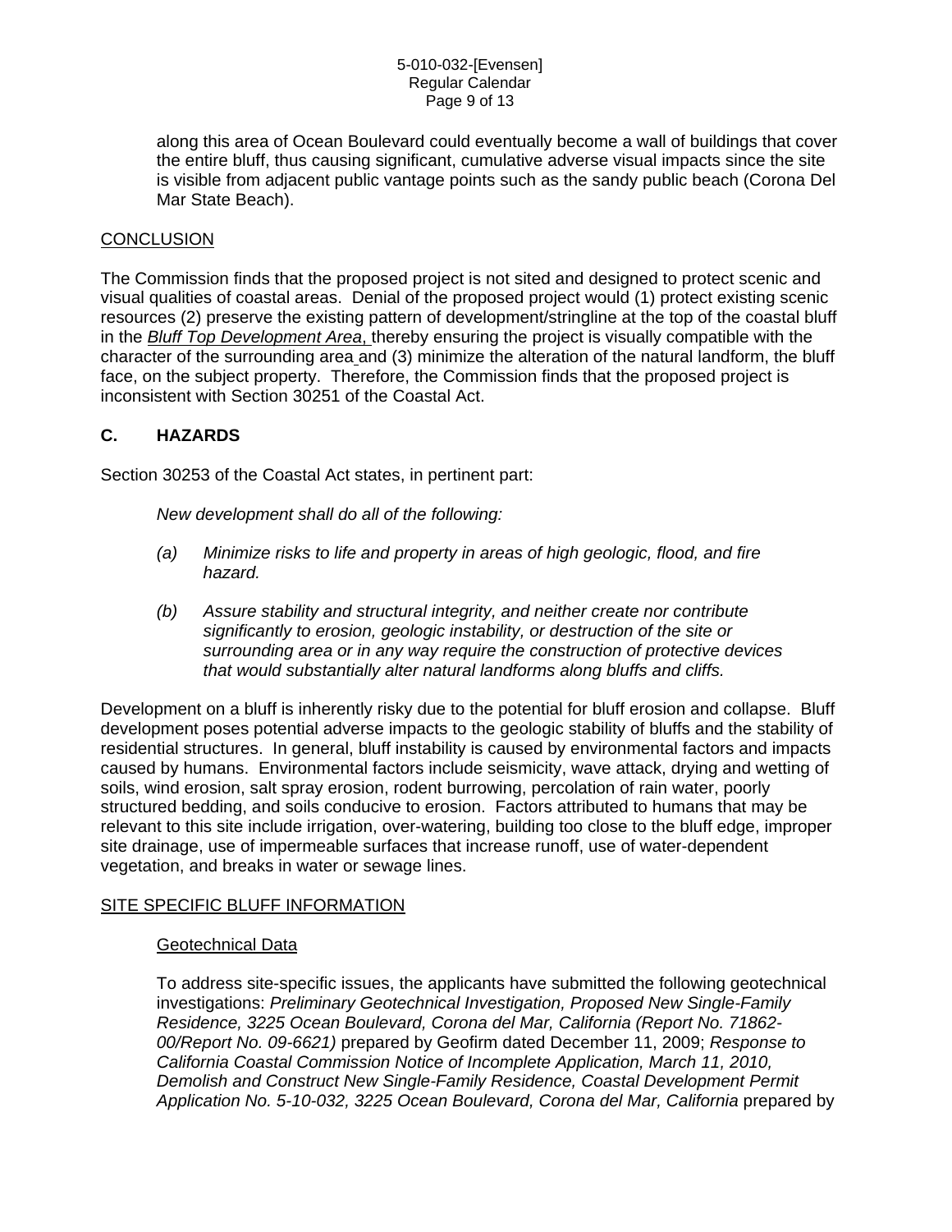along this area of Ocean Boulevard could eventually become a wall of buildings that cover the entire bluff, thus causing significant, cumulative adverse visual impacts since the site is visible from adjacent public vantage points such as the sandy public beach (Corona Del Mar State Beach).

CONCLUSION

The Commission finds that the proposed project is not sited and designed to protect scenic and visual qualities of coastal areas. Denial of the proposed project would (1) protect existing scenic resources (2) preserve the existing pattern of development/stringline at the top of the coastal bluff in the ***Bluff Top Development Area***, thereby ensuring the project is visually compatible with the character of the surrounding area and (3) minimize the alteration of the natural landform, the bluff face, on the subject property. Therefore, the Commission finds that the proposed project is inconsistent with Section 30251 of the Coastal Act.

## C. HAZARDS

Section 30253 of the Coastal Act states, in pertinent part:

*New development shall do all of the following:*

*(a) Minimize risks to life and property in areas of high geologic, flood, and fire hazard.*

*(b) Assure stability and structural integrity, and neither create nor contribute significantly to erosion, geologic instability, or destruction of the site or surrounding area or in any way require the construction of protective devices that would substantially alter natural landforms along bluffs and cliffs.*

Development on a bluff is inherently risky due to the potential for bluff erosion and collapse. Bluff development poses potential adverse impacts to the geologic stability of bluffs and the stability of residential structures. In general, bluff instability is caused by environmental factors and impacts caused by humans. Environmental factors include seismicity, wave attack, drying and wetting of soils, wind erosion, salt spray erosion, rodent burrowing, percolation of rain water, poorly structured bedding, and soils conducive to erosion. Factors attributed to humans that may be relevant to this site include irrigation, over-watering, building too close to the bluff edge, improper site drainage, use of impermeable surfaces that increase runoff, use of water-dependent vegetation, and breaks in water or sewage lines.

SITE SPECIFIC BLUFF INFORMATION

Geotechnical Data

To address site-specific issues, the applicants have submitted the following geotechnical investigations: *Preliminary Geotechnical Investigation, Proposed New Single-Family Residence, 3225 Ocean Boulevard, Corona del Mar, California (Report No. 71862-00/Report No. 09-6621)* prepared by Geofirm dated December 11, 2009; *Response to California Coastal Commission Notice of Incomplete Application, March 11, 2010, Demolish and Construct New Single-Family Residence, Coastal Development Permit Application No. 5-10-032, 3225 Ocean Boulevard, Corona del Mar, California* prepared by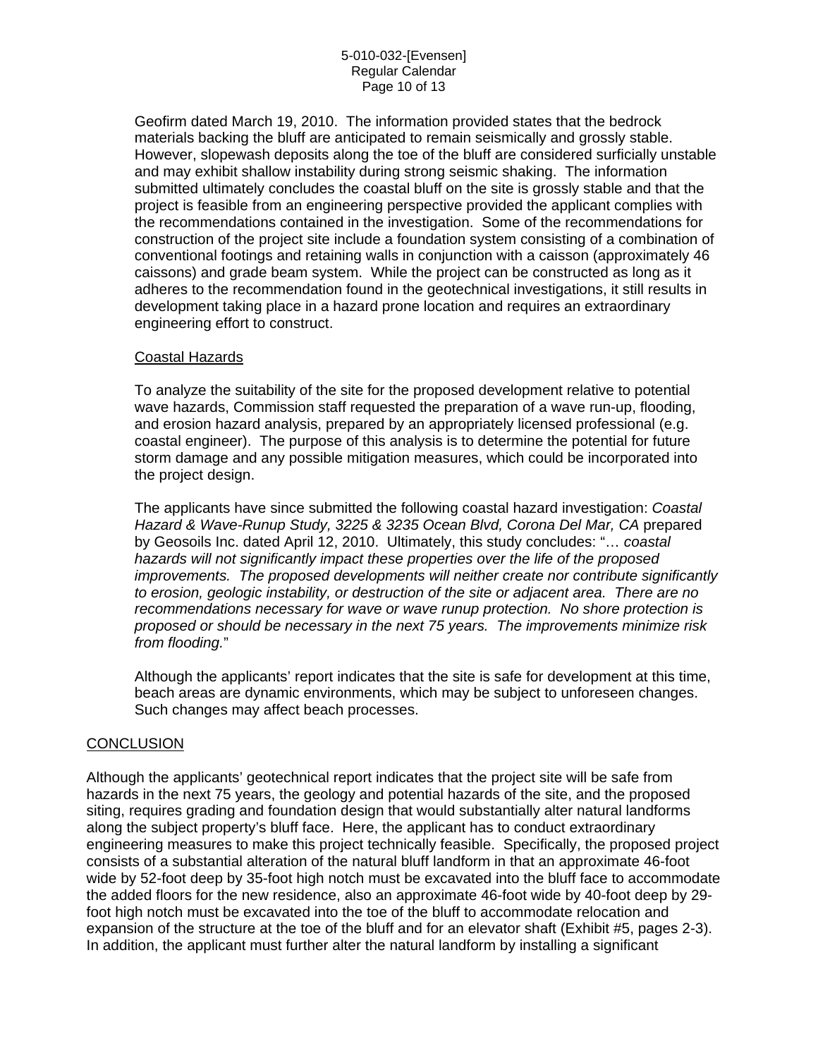Geofirm dated March 19, 2010. The information provided states that the bedrock materials backing the bluff are anticipated to remain seismically and grossly stable. However, slopewash deposits along the toe of the bluff are considered surficially unstable and may exhibit shallow instability during strong seismic shaking. The information submitted ultimately concludes the coastal bluff on the site is grossly stable and that the project is feasible from an engineering perspective provided the applicant complies with the recommendations contained in the investigation. Some of the recommendations for construction of the project site include a foundation system consisting of a combination of conventional footings and retaining walls in conjunction with a caisson (approximately 46 caissons) and grade beam system. While the project can be constructed as long as it adheres to the recommendation found in the geotechnical investigations, it still results in development taking place in a hazard prone location and requires an extraordinary engineering effort to construct.

Coastal Hazards

To analyze the suitability of the site for the proposed development relative to potential wave hazards, Commission staff requested the preparation of a wave run-up, flooding, and erosion hazard analysis, prepared by an appropriately licensed professional (e.g. coastal engineer). The purpose of this analysis is to determine the potential for future storm damage and any possible mitigation measures, which could be incorporated into the project design.

The applicants have since submitted the following coastal hazard investigation: *Coastal Hazard & Wave-Runup Study, 3225 & 3235 Ocean Blvd, Corona Del Mar, CA* prepared by Geosoils Inc. dated April 12, 2010. Ultimately, this study concludes: "… *coastal hazards will not significantly impact these properties over the life of the proposed improvements. The proposed developments will neither create nor contribute significantly to erosion, geologic instability, or destruction of the site or adjacent area. There are no recommendations necessary for wave or wave runup protection. No shore protection is proposed or should be necessary in the next 75 years. The improvements minimize risk from flooding.*"

Although the applicants' report indicates that the site is safe for development at this time, beach areas are dynamic environments, which may be subject to unforeseen changes. Such changes may affect beach processes.

CONCLUSION

Although the applicants' geotechnical report indicates that the project site will be safe from hazards in the next 75 years, the geology and potential hazards of the site, and the proposed siting, requires grading and foundation design that would substantially alter natural landforms along the subject property's bluff face. Here, the applicant has to conduct extraordinary engineering measures to make this project technically feasible. Specifically, the proposed project consists of a substantial alteration of the natural bluff landform in that an approximate 46-foot wide by 52-foot deep by 35-foot high notch must be excavated into the bluff face to accommodate the added floors for the new residence, also an approximate 46-foot wide by 40-foot deep by 29-foot high notch must be excavated into the toe of the bluff to accommodate relocation and expansion of the structure at the toe of the bluff and for an elevator shaft (Exhibit #5, pages 2-3). In addition, the applicant must further alter the natural landform by installing a significant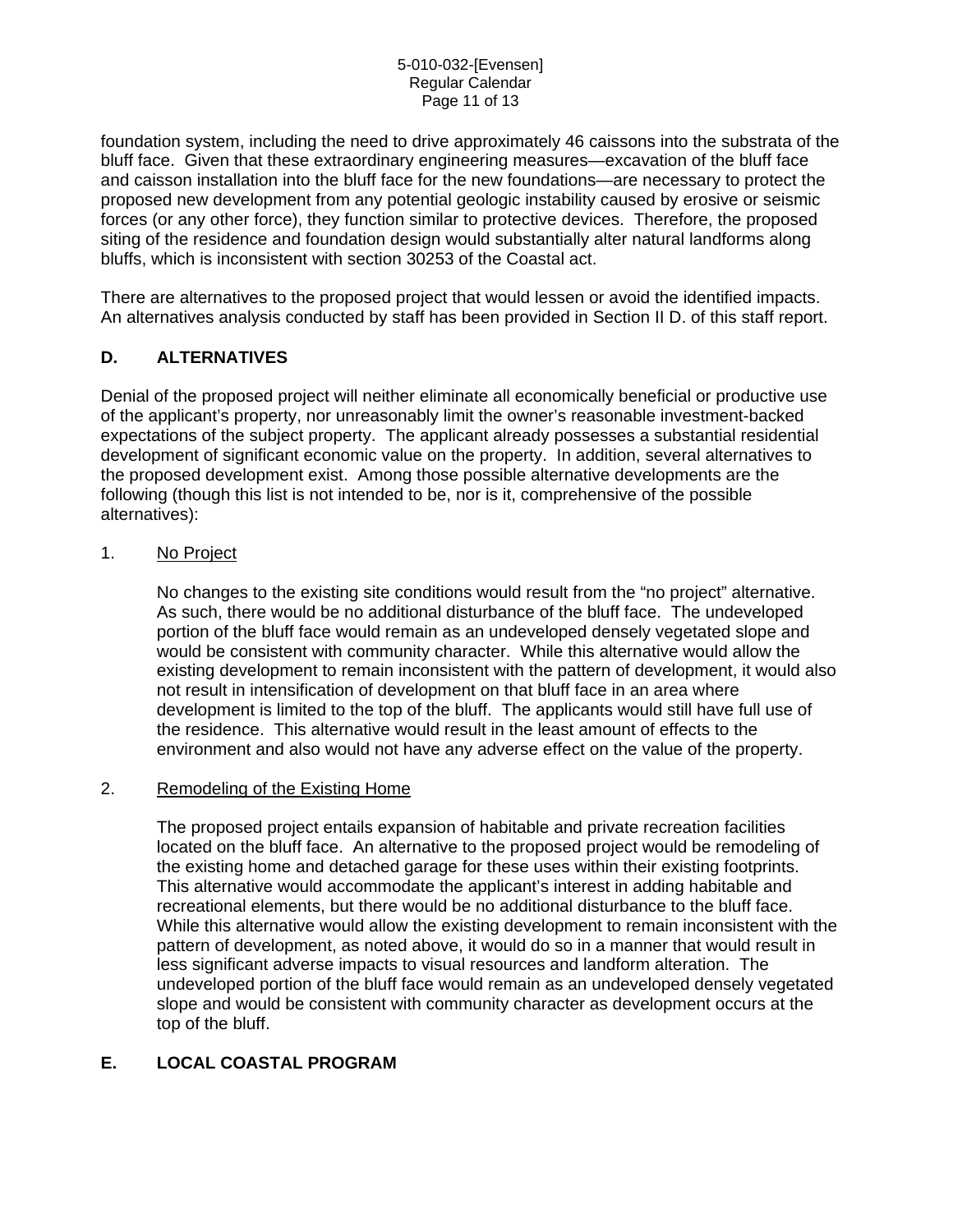foundation system, including the need to drive approximately 46 caissons into the substrata of the bluff face. Given that these extraordinary engineering measures—excavation of the bluff face and caisson installation into the bluff face for the new foundations—are necessary to protect the proposed new development from any potential geologic instability caused by erosive or seismic forces (or any other force), they function similar to protective devices. Therefore, the proposed siting of the residence and foundation design would substantially alter natural landforms along bluffs, which is inconsistent with section 30253 of the Coastal act.

There are alternatives to the proposed project that would lessen or avoid the identified impacts. An alternatives analysis conducted by staff has been provided in Section II D. of this staff report.

## D. ALTERNATIVES

Denial of the proposed project will neither eliminate all economically beneficial or productive use of the applicant's property, nor unreasonably limit the owner's reasonable investment-backed expectations of the subject property. The applicant already possesses a substantial residential development of significant economic value on the property. In addition, several alternatives to the proposed development exist. Among those possible alternative developments are the following (though this list is not intended to be, nor is it, comprehensive of the possible alternatives):

1. No Project

   No changes to the existing site conditions would result from the "no project" alternative. As such, there would be no additional disturbance of the bluff face. The undeveloped portion of the bluff face would remain as an undeveloped densely vegetated slope and would be consistent with community character. While this alternative would allow the existing development to remain inconsistent with the pattern of development, it would also not result in intensification of development on that bluff face in an area where development is limited to the top of the bluff. The applicants would still have full use of the residence. This alternative would result in the least amount of effects to the environment and also would not have any adverse effect on the value of the property.

2. Remodeling of the Existing Home

   The proposed project entails expansion of habitable and private recreation facilities located on the bluff face. An alternative to the proposed project would be remodeling of the existing home and detached garage for these uses within their existing footprints. This alternative would accommodate the applicant's interest in adding habitable and recreational elements, but there would be no additional disturbance to the bluff face. While this alternative would allow the existing development to remain inconsistent with the pattern of development, as noted above, it would do so in a manner that would result in less significant adverse impacts to visual resources and landform alteration. The undeveloped portion of the bluff face would remain as an undeveloped densely vegetated slope and would be consistent with community character as development occurs at the top of the bluff.

## E. LOCAL COASTAL PROGRAM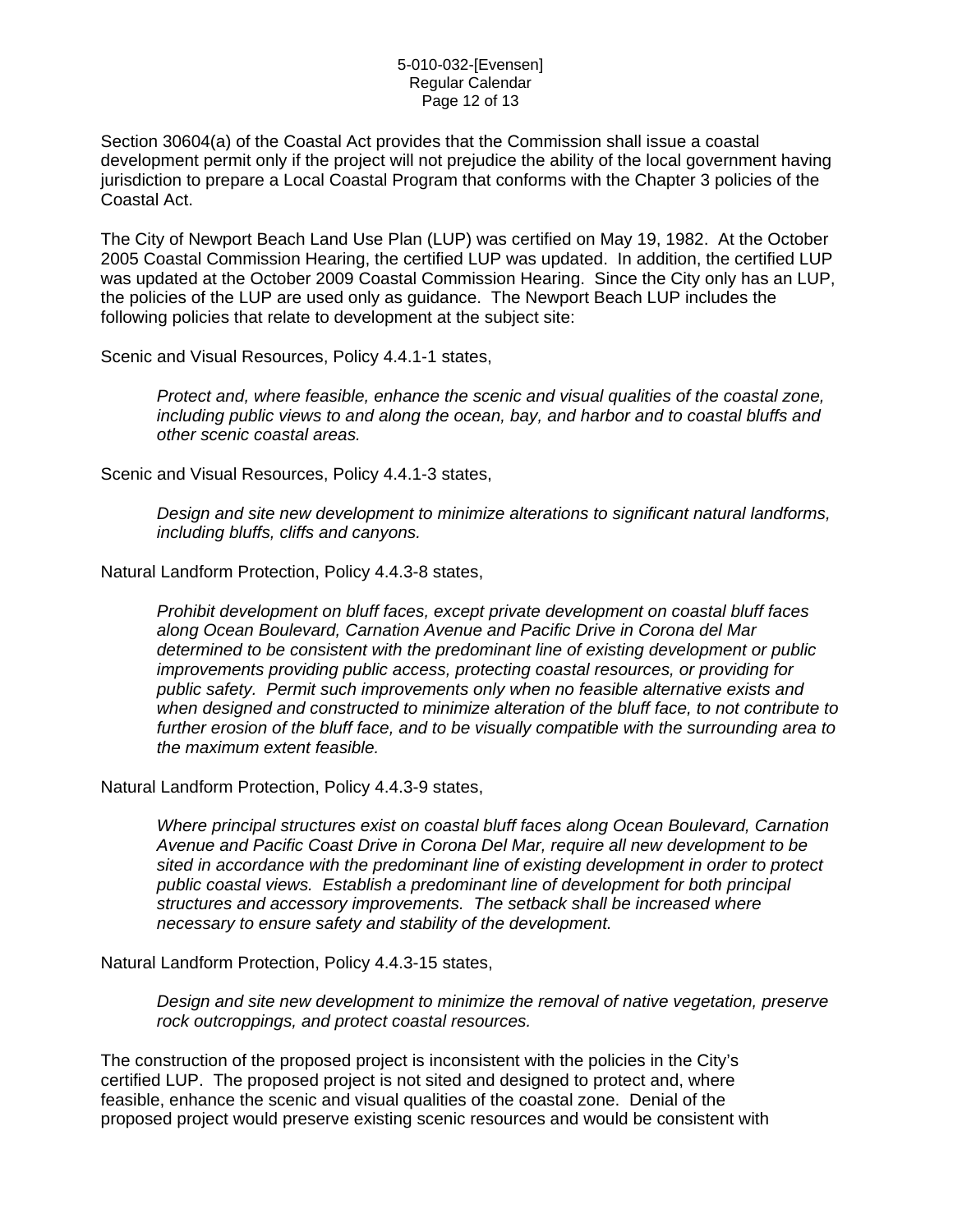Section 30604(a) of the Coastal Act provides that the Commission shall issue a coastal development permit only if the project will not prejudice the ability of the local government having jurisdiction to prepare a Local Coastal Program that conforms with the Chapter 3 policies of the Coastal Act.

The City of Newport Beach Land Use Plan (LUP) was certified on May 19, 1982. At the October 2005 Coastal Commission Hearing, the certified LUP was updated. In addition, the certified LUP was updated at the October 2009 Coastal Commission Hearing. Since the City only has an LUP, the policies of the LUP are used only as guidance. The Newport Beach LUP includes the following policies that relate to development at the subject site:

Scenic and Visual Resources, Policy 4.4.1-1 states,

> *Protect and, where feasible, enhance the scenic and visual qualities of the coastal zone, including public views to and along the ocean, bay, and harbor and to coastal bluffs and other scenic coastal areas.*

Scenic and Visual Resources, Policy 4.4.1-3 states,

> *Design and site new development to minimize alterations to significant natural landforms, including bluffs, cliffs and canyons.*

Natural Landform Protection, Policy 4.4.3-8 states,

> *Prohibit development on bluff faces, except private development on coastal bluff faces along Ocean Boulevard, Carnation Avenue and Pacific Drive in Corona del Mar determined to be consistent with the predominant line of existing development or public improvements providing public access, protecting coastal resources, or providing for public safety. Permit such improvements only when no feasible alternative exists and when designed and constructed to minimize alteration of the bluff face, to not contribute to further erosion of the bluff face, and to be visually compatible with the surrounding area to the maximum extent feasible.*

Natural Landform Protection, Policy 4.4.3-9 states,

> *Where principal structures exist on coastal bluff faces along Ocean Boulevard, Carnation Avenue and Pacific Coast Drive in Corona Del Mar, require all new development to be sited in accordance with the predominant line of existing development in order to protect public coastal views. Establish a predominant line of development for both principal structures and accessory improvements. The setback shall be increased where necessary to ensure safety and stability of the development.*

Natural Landform Protection, Policy 4.4.3-15 states,

> *Design and site new development to minimize the removal of native vegetation, preserve rock outcroppings, and protect coastal resources.*

The construction of the proposed project is inconsistent with the policies in the City's certified LUP. The proposed project is not sited and designed to protect and, where feasible, enhance the scenic and visual qualities of the coastal zone. Denial of the proposed project would preserve existing scenic resources and would be consistent with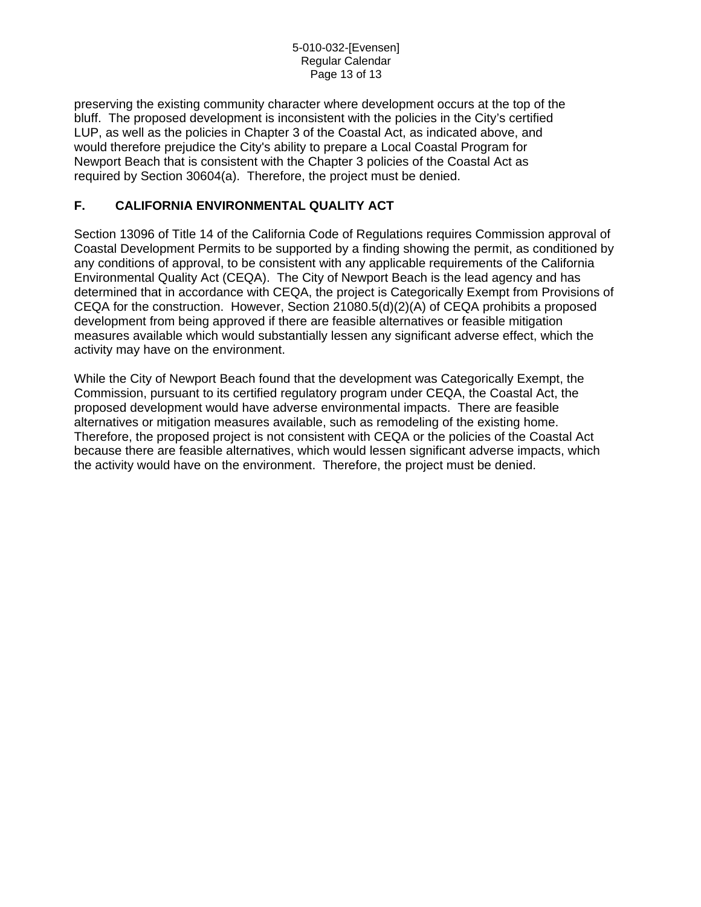preserving the existing community character where development occurs at the top of the bluff. The proposed development is inconsistent with the policies in the City's certified LUP, as well as the policies in Chapter 3 of the Coastal Act, as indicated above, and would therefore prejudice the City's ability to prepare a Local Coastal Program for Newport Beach that is consistent with the Chapter 3 policies of the Coastal Act as required by Section 30604(a). Therefore, the project must be denied.

## F. CALIFORNIA ENVIRONMENTAL QUALITY ACT

Section 13096 of Title 14 of the California Code of Regulations requires Commission approval of Coastal Development Permits to be supported by a finding showing the permit, as conditioned by any conditions of approval, to be consistent with any applicable requirements of the California Environmental Quality Act (CEQA). The City of Newport Beach is the lead agency and has determined that in accordance with CEQA, the project is Categorically Exempt from Provisions of CEQA for the construction. However, Section 21080.5(d)(2)(A) of CEQA prohibits a proposed development from being approved if there are feasible alternatives or feasible mitigation measures available which would substantially lessen any significant adverse effect, which the activity may have on the environment.

While the City of Newport Beach found that the development was Categorically Exempt, the Commission, pursuant to its certified regulatory program under CEQA, the Coastal Act, the proposed development would have adverse environmental impacts. There are feasible alternatives or mitigation measures available, such as remodeling of the existing home. Therefore, the proposed project is not consistent with CEQA or the policies of the Coastal Act because there are feasible alternatives, which would lessen significant adverse impacts, which the activity would have on the environment. Therefore, the project must be denied.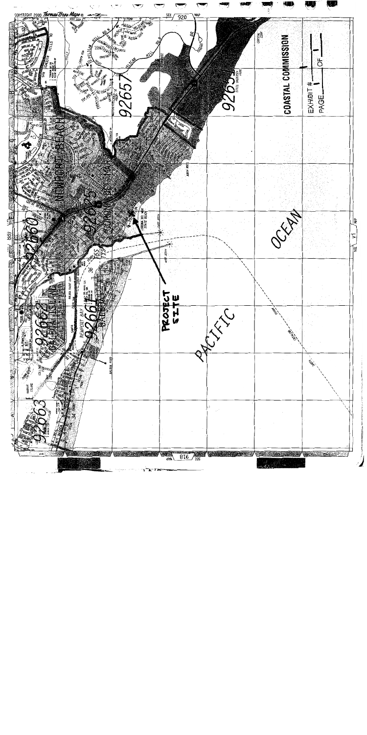COPYRIGHT 2000 Thomas Bros. Maps

PROJECT SITE

PACIFIC OCEAN

NEWPORT BEACH

CORONA DEL MAR

BALBOA

BALBOA ISLAND

NEWPORT BAY

CORONA DEL MAR STATE BEACH

WEST JETTY

EAST JETTY

92625

92657

92651

92660

92661

92662

92663

**COASTAL COMMISSION**

EXHIBIT # 1

PAGE 1 OF 1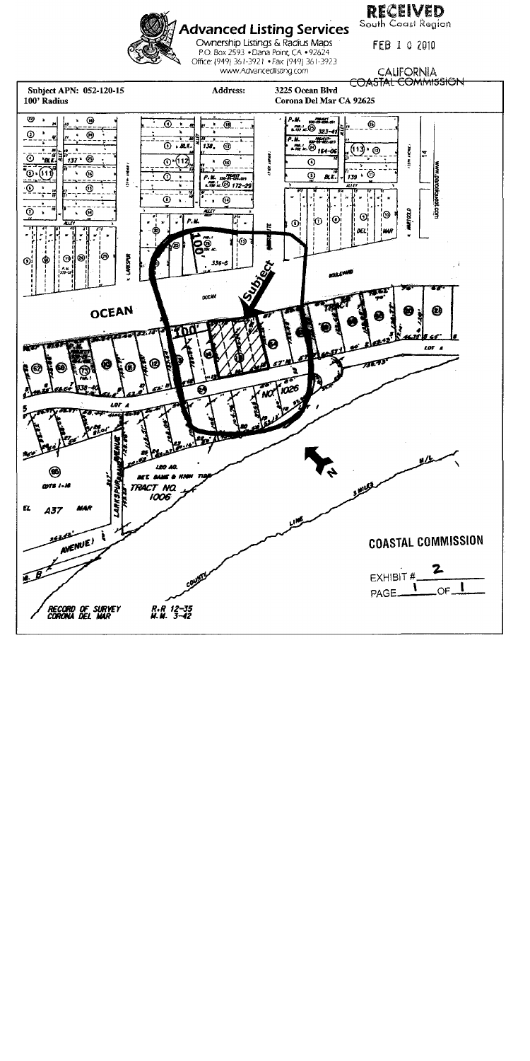**Advanced Listing Services**

Ownership Listings & Radius Maps
P.O. Box 2593 • Dana Point, CA • 92624
Office: (949) 361-3921 • Fax: (949) 361-3923
www.Advancedlisting.com

RECEIVED
South Coast Region

FEB 1 0 2010

CALIFORNIA
COASTAL COMMISSION

**Subject APN: 052-120-15**
**100' Radius**

**Address:** 3225 Ocean Blvd
Corona Del Mar CA 92625

OCEAN

BOULEVARD

Subject

TRACT NO. 1026

LOT A

TRACT NO. 1006

LARKSPUR AVENUE

RECORD OF SURVEY CORONA DEL MAR

R.S. 12-35
M.M. 3-42

COUNTY LINE

COASTAL COMMISSION

EXHIBIT # 2

PAGE 1 OF 1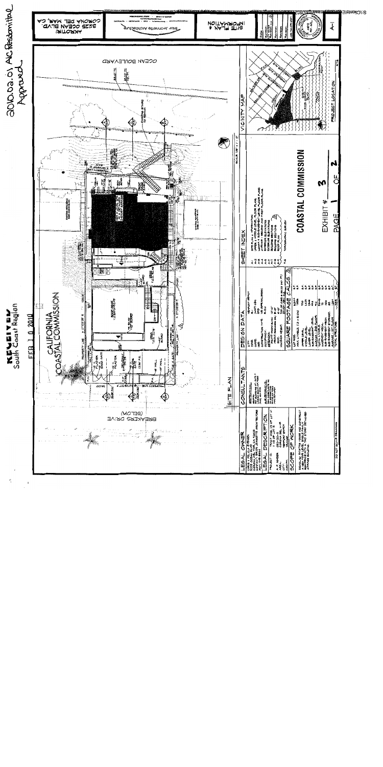2010.02.01 AIC Resubmittal Approved

RECEIVED
South Coast Region

FEB 10 2010

CALIFORNIA
COASTAL COMMISSION

AKROTIRI
3225 OCEAN BLVD
CORONA DEL MAR, CA

Brion Jeannette Architecture

SITE PLAN & INFORMATION

A-1

OCEAN BOULEVARD

BREAKERS DRIVE (BELOW)

SITE PLAN

VICINITY MAP

PROJECT LOCATION

## LEGAL OWNER

## CONSULTANTS

## LEGAL DESCRIPTION

## SCOPE OF WORK

## DESIGN DATA

## SQUARE FOOTAGE CALCS

## SHEET INDEX

COASTAL COMMISSION

EXHIBIT # 3

PAGE 1 OF 2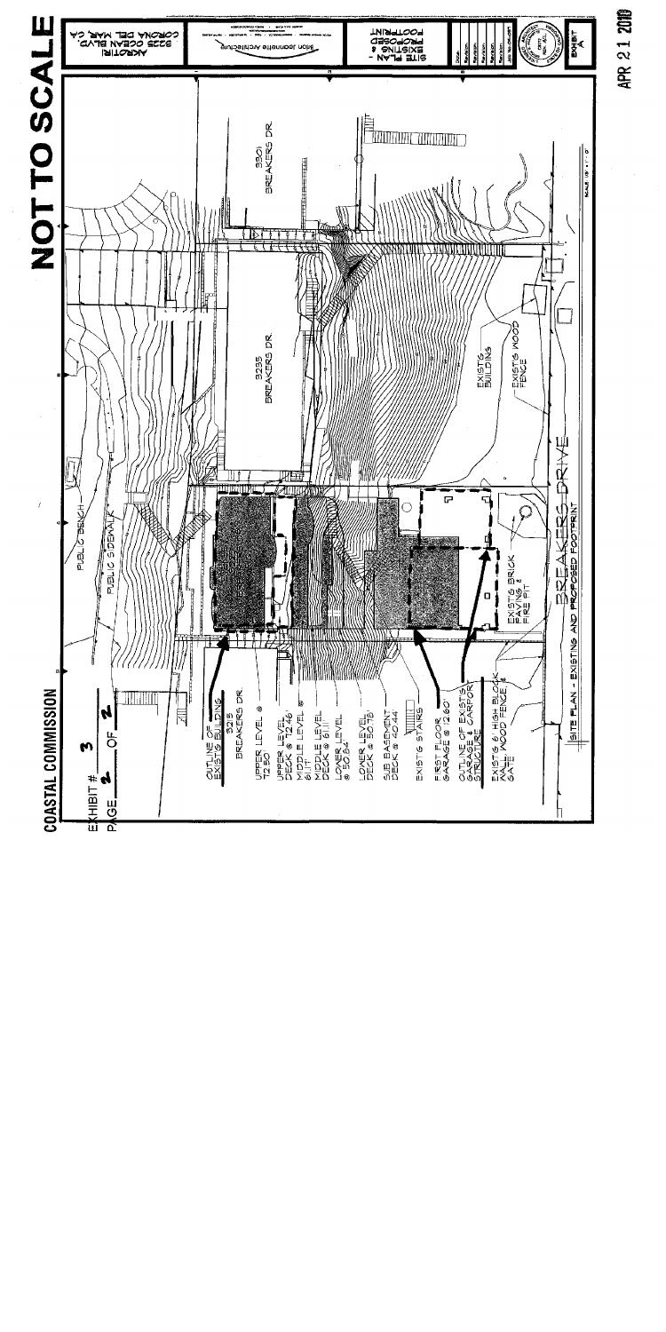**COASTAL COMMISSION**

EXHIBIT # 3

PAGE 2 OF 2

**NOT TO SCALE**

PUBLIC BENCH

PUBLIC SIDEWALK

3301 BREAKERS DR.

3235 BREAKERS DR.

EXIST'G BUILDING

EXIST'G WOOD FENCE

OUTLINE OF EXIST'G BUILDING 3215 BREAKERS DR.

UPPER LEVEL @ 72.50

UPPER LEVEL DECK @ 72.46

MIDDLE LEVEL @ 61.17

MIDDLE LEVEL DECK @ 61.11

LOWER LEVEL @ 50.4

LOWER LEVEL DECK @ 50.78

SUB BASEMENT DECK @ 40.44

EXIST'G STAIRS

FIRST FLOOR GARAGE @ 72.60

OUTLINE OF EXIST'G GARAGE & CARPORT STRUCTURE

EXIST'G 6' HIGH BLOCK WALL, WOOD FENCE, & GATE

EXIST'G BRICK PAVING & FIRE PIT

BREAKERS DRIVE

SITE PLAN - EXISTING AND PROPOSED FOOTPRINT

SCALE: 1/8" = 1'-0"

AKROTIRI
3225 OCEAN BLVD.
CORONA DEL MAR, CA

Brion Jeannette Architecture

SITE PLAN - EXISTING & PROPOSED FOOTPRINT

EXHIBIT A

APR 21 2010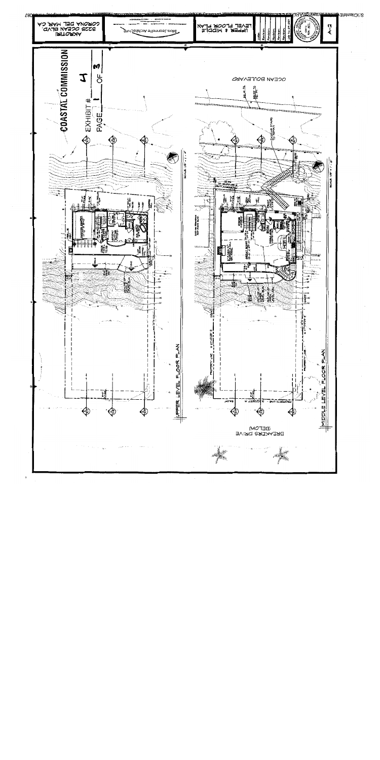COASTAL COMMISSION

EXHIBIT # 4

PAGE 1 OF 3

UPPER LEVEL FLOOR PLAN

MIDDLE LEVEL FLOOR PLAN

OCEAN BOULEVARD

BREAKERS DRIVE (BELOW)

UPPER & MIDDLE LEVEL FLOOR PLAN

AKROTIRI
3225 OCEAN BLVD.
CORONA DEL MAR, CA

A-2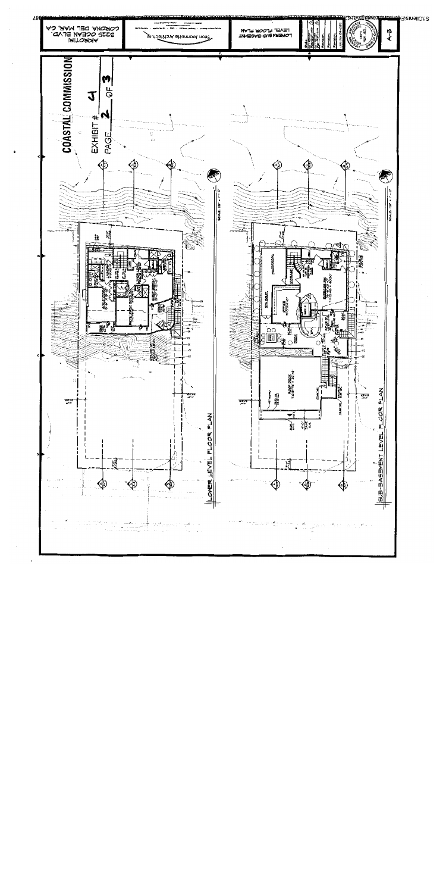COASTAL COMMISSION

EXHIBIT # 4

PAGE 2 OF 3

LOWER LEVEL FLOOR PLAN

SUB-BASEMENT LEVEL FLOOR PLAN

AKROTIRI

3225 OCEAN BLVD.

CORONA DEL MAR, CA

Jeannette Architects

LOWER & SUB-BASEMENT LEVEL FLOOR PLAN

A-3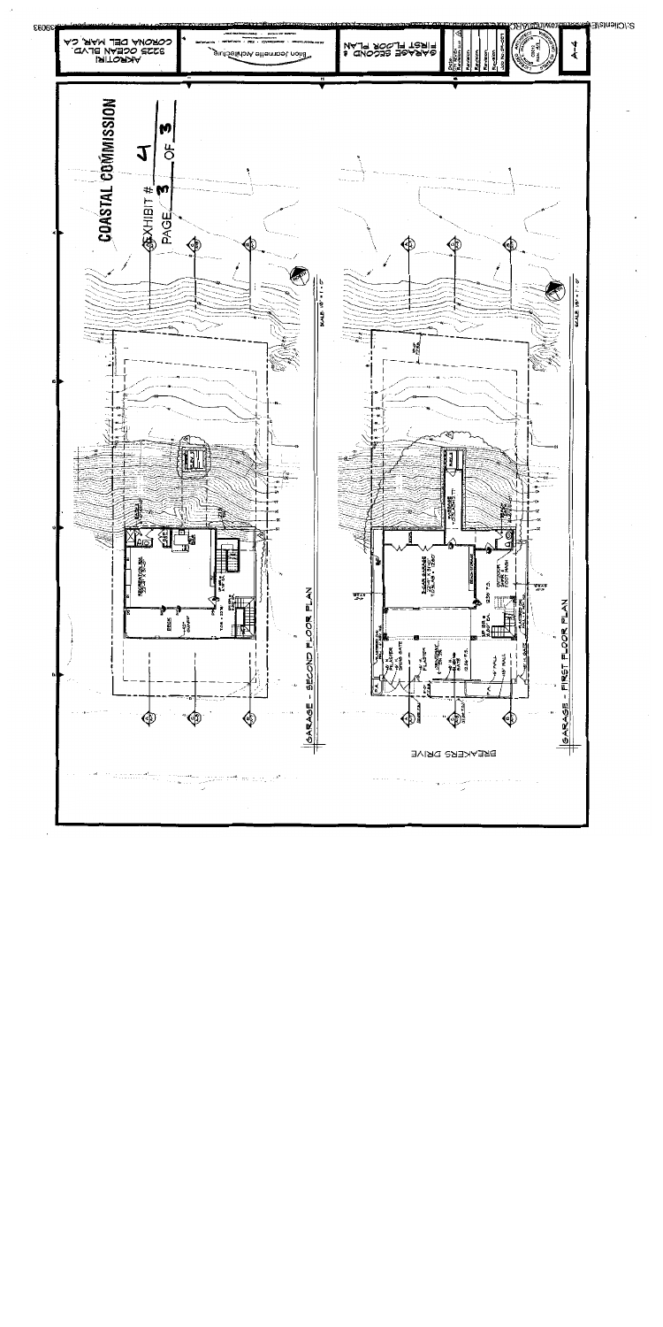COASTAL COMMISSION

EXHIBIT # 4

PAGE 3 OF 3

GARAGE - SECOND FLOOR PLAN

GARAGE - FIRST FLOOR PLAN

BREAKERS DRIVE

AKROTIRI
3225 OCEAN BLVD.
CORONA DEL MAR, CA

Brion Jeannette Architecture

GARAGE SECOND
FIRST FLOOR PLAN

A-4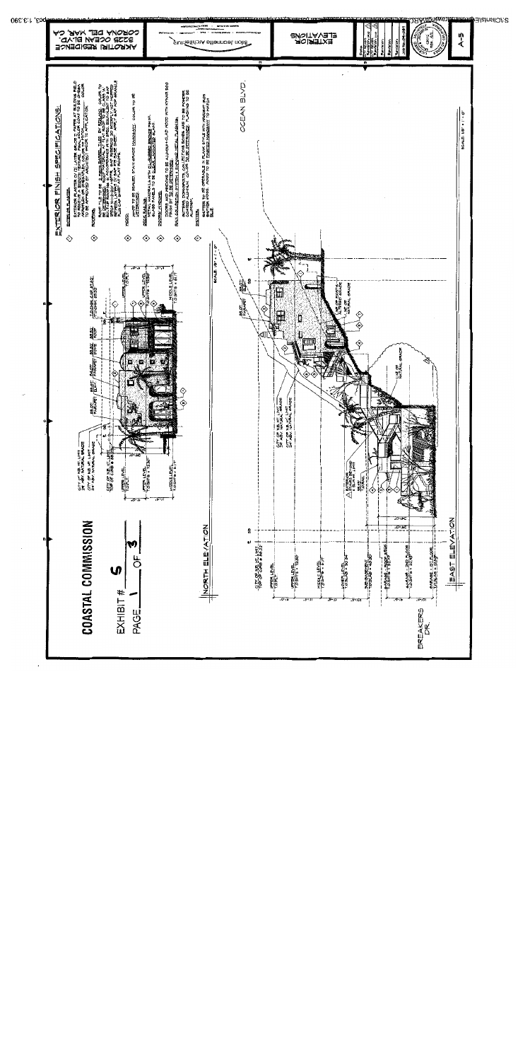# COASTAL COMMISSION

EXHIBIT # 5

PAGE 1 OF 3

## EXTERIOR FINISH SPECIFICATIONS:

NORTH ELEVATION

SCALE: 1/8" = 1'-0"

OCEAN BLVD.

EAST ELEVATION

SCALE: 1/8" = 1'-0"

BREAKERS DR.

EXTERIOR ELEVATIONS

AKROTIRI RESIDENCE
3225 OCEAN BLVD.
CORONA DEL MAR, CA

A-5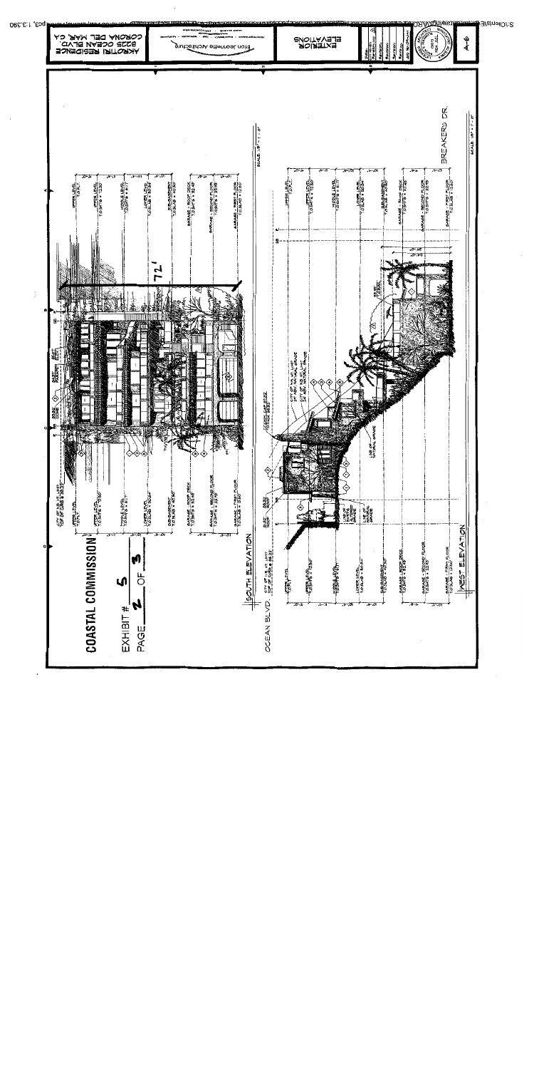# COASTAL COMMISSION

EXHIBIT # 5

PAGE 2 OF 3

## EXTERIOR ELEVATIONS

AKROTIRI RESIDENCE
3225 OCEAN BLVD
CORONA DEL MAR, CA

Brion Jeannette Architecture

A-6

SOUTH ELEVATION

SCALE: 1/8" = 1'-0"

72'

WEST ELEVATION

SCALE: 1/8" = 1'-0"

OCEAN BLVD

BREAKERS DR.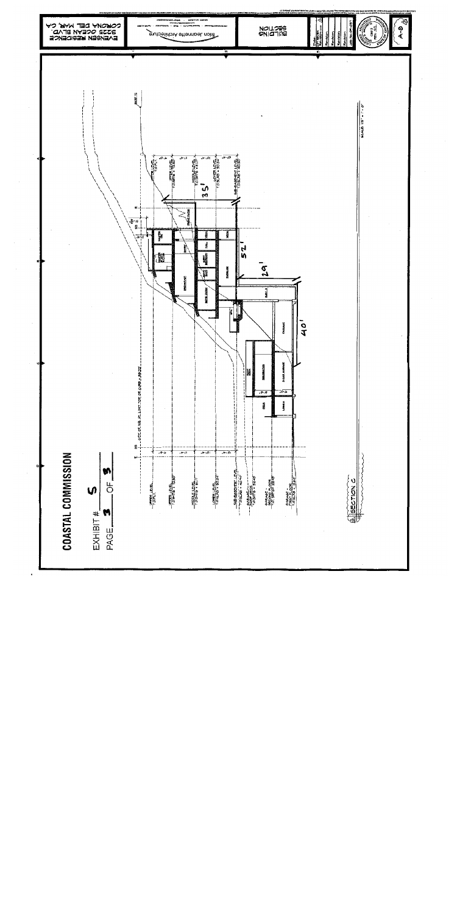**COASTAL COMMISSION**

EXHIBIT # 5

PAGE 3 OF 3

EVENSEN RESIDENCE
3225 OCEAN BLVD.
CORONA DEL MAR, CA

Brion Jeannette Architecture

BUILDING SECTION

A-8

SECTION C

SCALE: 1/8" = 1'-0"

35'

52'

29'

40'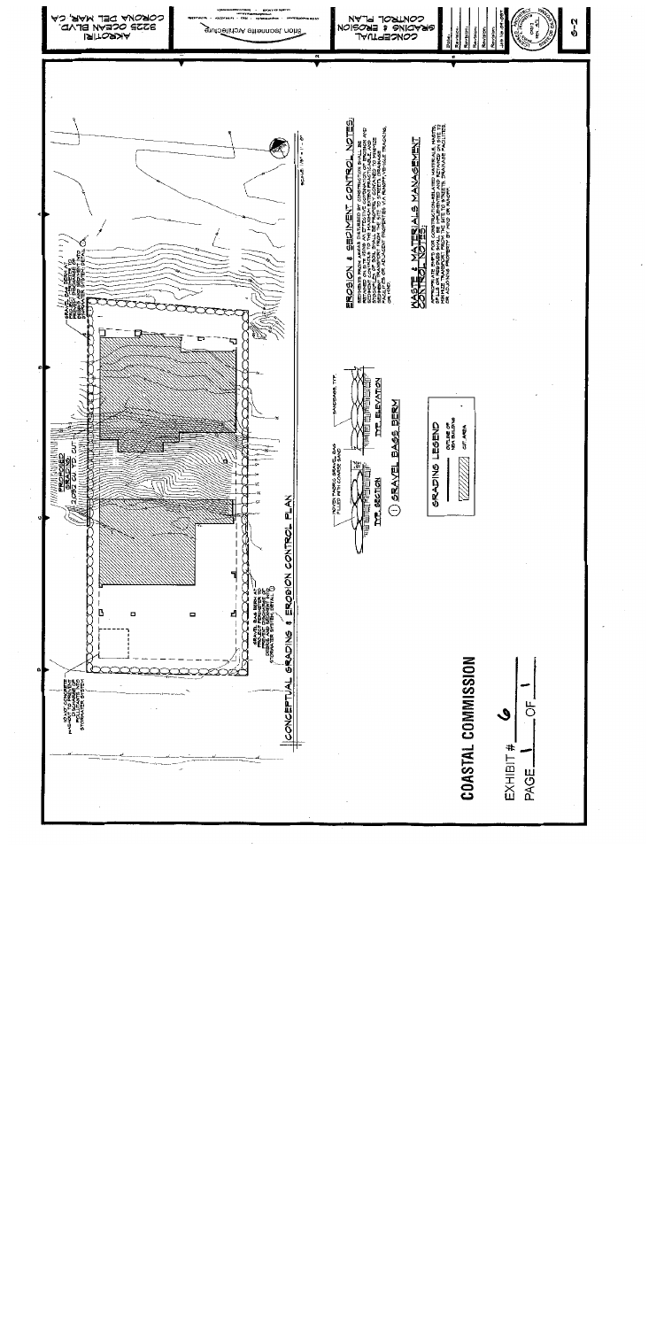# CONCEPTUAL GRADING & EROSION CONTROL PLAN

SCALE: 1/8" = 1'-0"

PROPOSED GRADING: 2,092 CU. YD. CUT

GRAVEL BAG BERM AT PERIMETER OF SITE TO PREVENT DISCHARGE OF SEDIMENT AND DEBRIS INTO STORMWATER SYSTEM ①

## EROSION & SEDIMENT CONTROL NOTES:

SEDIMENT FROM AREAS DISTURBED BY CONSTRUCTION SHALL BE RETAINED ON-SITE USING AN EFFECTIVE COMBINATION OF EROSION AND SEDIMENT CONTROLS TO THE MAXIMUM EXTENT PRACTICABLE, AND STOCKPILES AND SOILS SHALL BE PROPERLY CONTAINED TO MINIMIZE SEDIMENT TRANSPORT FROM THE SITE TO STREETS, DRAINAGE FACILITIES OR ADJACENT PROPERTIES VIA RUNOFF, VEHICLE TRACKING, OR WIND.

## WASTE & MATERIALS MANAGEMENT CONTROL NOTES:

APPROPRIATE BMPS FOR CONSTRUCTION-RELATED MATERIALS, WASTES, SPILLS OR RESIDUES SHALL BE IMPLEMENTED AND RETAINED ON SITE TO MINIMIZE TRANSPORT FROM THE SITE TO STREETS, DRAINAGE FACILITIES, OR ADJOINING PROPERTY BY WIND OR RUNOFF.

## ① GRAVEL BAGS BERM

WOVEN FABRIC GRAVEL BAG FILLED WITH COARSE SAND

SANDBAGS, TYP.

TYP. SECTION

TYP. ELEVATION

## GRADING LEGEND

| | |
|---|---|
| | OUTLINE OF NEW BUILDING |
| | CUT AREA |

CONCEPTUAL GRADING & EROSION CONTROL PLAN

AKROTIRI
3225 OCEAN BLVD.
CORONA DEL MAR, CA

Brion Jeannette Architecture

Date: JAN 06 2007

C-2

COASTAL COMMISSION

EXHIBIT # 6

PAGE 1 OF 1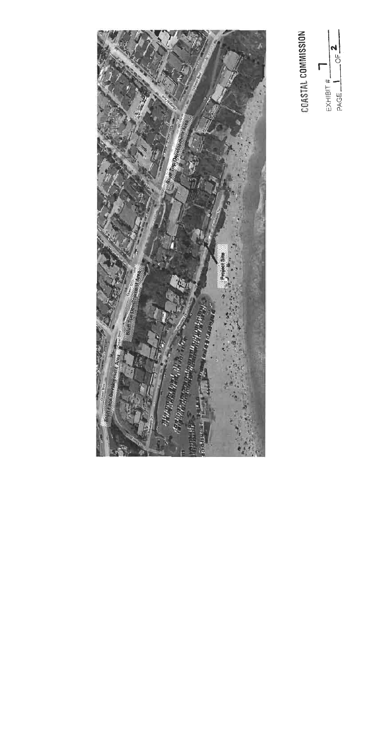COASTAL COMMISSION

EXHIBIT # 7

PAGE 1 OF 2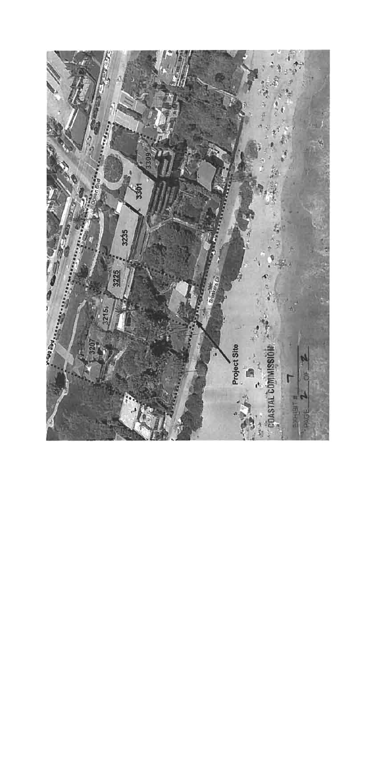Ocean Blvd

Ocean Blvd

3207

3215

3225

3235

3301

3309

Breakers Dr

Project Site

COASTAL COMMISSION

EXHIBIT # 7

PAGE 2 OF 2